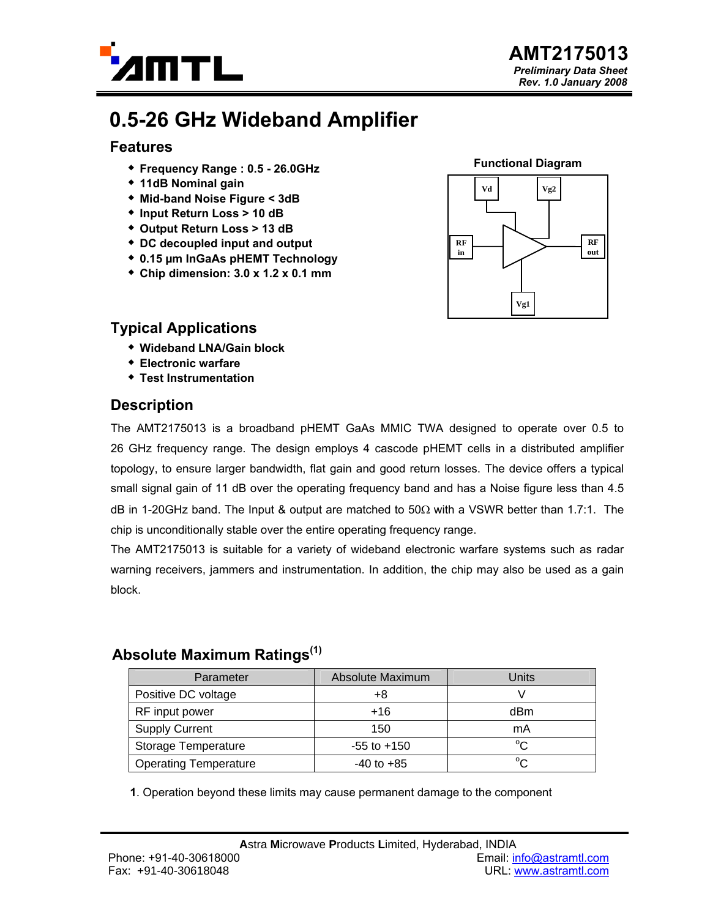# AMT2175013

*Preliminary Data Sheet*
*Rev. 1.0 January 2008*

# 0.5-26 GHz Wideband Amplifier

## Features

- **Frequency Range : 0.5 - 26.0GHz**
- **11dB Nominal gain**
- **Mid-band Noise Figure < 3dB**
- **Input Return Loss > 10 dB**
- **Output Return Loss > 13 dB**
- **DC decoupled input and output**
- **0.15 µm InGaAs pHEMT Technology**
- **Chip dimension: 3.0 x 1.2 x 0.1 mm**

**Functional Diagram**

Vd, Vg2, RF in, RF out, Vg1

## Typical Applications

- **Wideband LNA/Gain block**
- **Electronic warfare**
- **Test Instrumentation**

## Description

The AMT2175013 is a broadband pHEMT GaAs MMIC TWA designed to operate over 0.5 to 26 GHz frequency range. The design employs 4 cascode pHEMT cells in a distributed amplifier topology, to ensure larger bandwidth, flat gain and good return losses. The device offers a typical small signal gain of 11 dB over the operating frequency band and has a Noise figure less than 4.5 dB in 1-20GHz band. The Input & output are matched to 50Ω with a VSWR better than 1.7:1. The chip is unconditionally stable over the entire operating frequency range.

The AMT2175013 is suitable for a variety of wideband electronic warfare systems such as radar warning receivers, jammers and instrumentation. In addition, the chip may also be used as a gain block.

## Absolute Maximum Ratings[1]

| Parameter | Absolute Maximum | Units |
|---|---|---|
| Positive DC voltage | +8 | V |
| RF input power | +16 | dBm |
| Supply Current | 150 | mA |
| Storage Temperature | -55 to +150 | °C |
| Operating Temperature | -40 to +85 | °C |

**1**. Operation beyond these limits may cause permanent damage to the component

**A**stra **M**icrowave **P**roducts **L**imited, Hyderabad, INDIA
Phone: +91-40-30618000
Fax: +91-40-30618048
Email: info@astramtl.com
URL: www.astramtl.com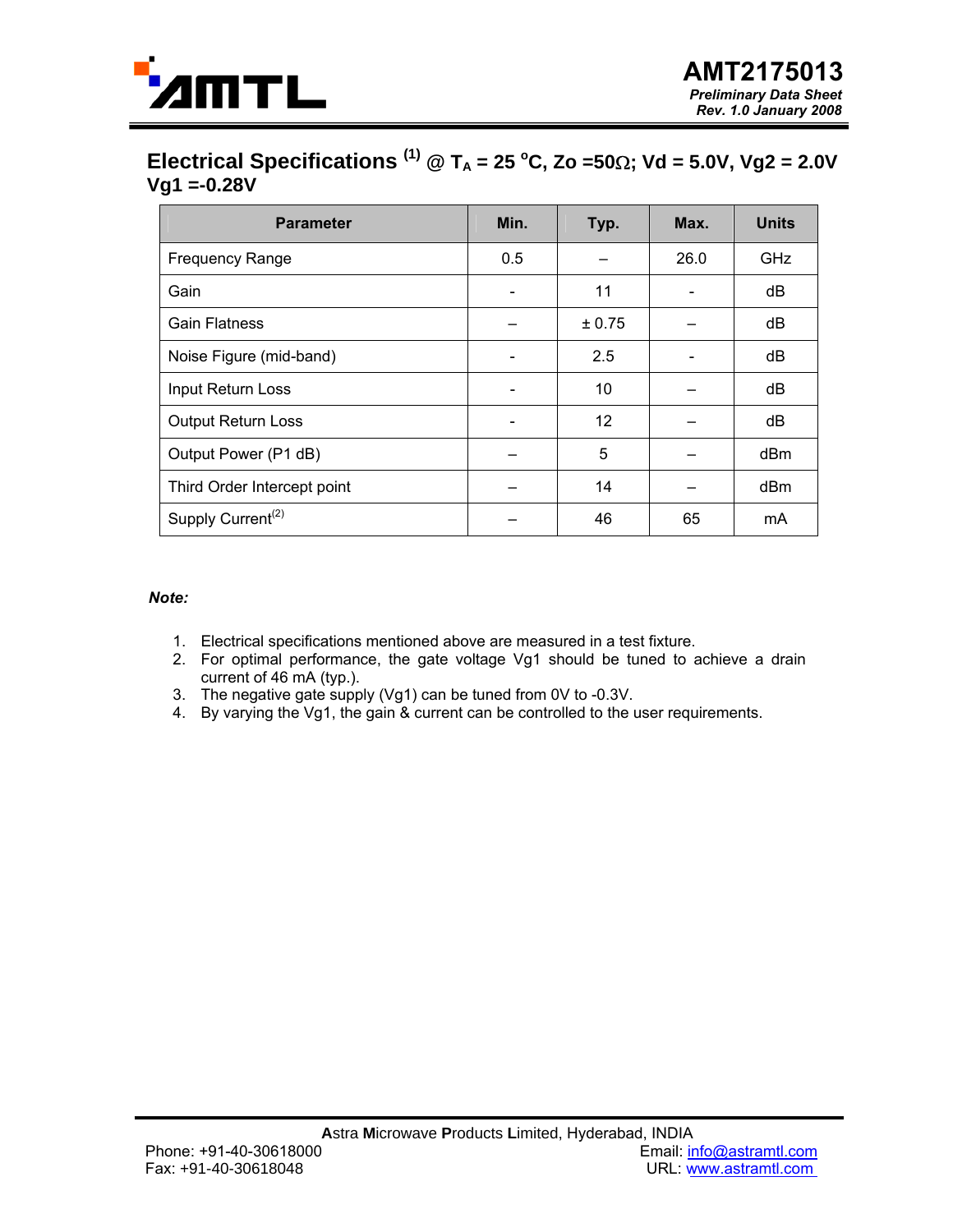## Electrical Specifications [1] @ $T_A$ = 25 °C, Zo =50Ω; Vd = 5.0V, Vg2 = 2.0V Vg1 =-0.28V

| Parameter | Min. | Typ. | Max. | Units |
|---|---|---|---|---|
| Frequency Range | 0.5 | – | 26.0 | GHz |
| Gain | - | 11 | - | dB |
| Gain Flatness | – | ± 0.75 | – | dB |
| Noise Figure (mid-band) | - | 2.5 | - | dB |
| Input Return Loss | - | 10 | – | dB |
| Output Return Loss | - | 12 | – | dB |
| Output Power (P1 dB) | – | 5 | – | dBm |
| Third Order Intercept point | – | 14 | – | dBm |
| Supply Current[2] | – | 46 | 65 | mA |

***Note:***

1. Electrical specifications mentioned above are measured in a test fixture.
2. For optimal performance, the gate voltage Vg1 should be tuned to achieve a drain current of 46 mA (typ.).
3. The negative gate supply (Vg1) can be tuned from 0V to -0.3V.
4. By varying the Vg1, the gain & current can be controlled to the user requirements.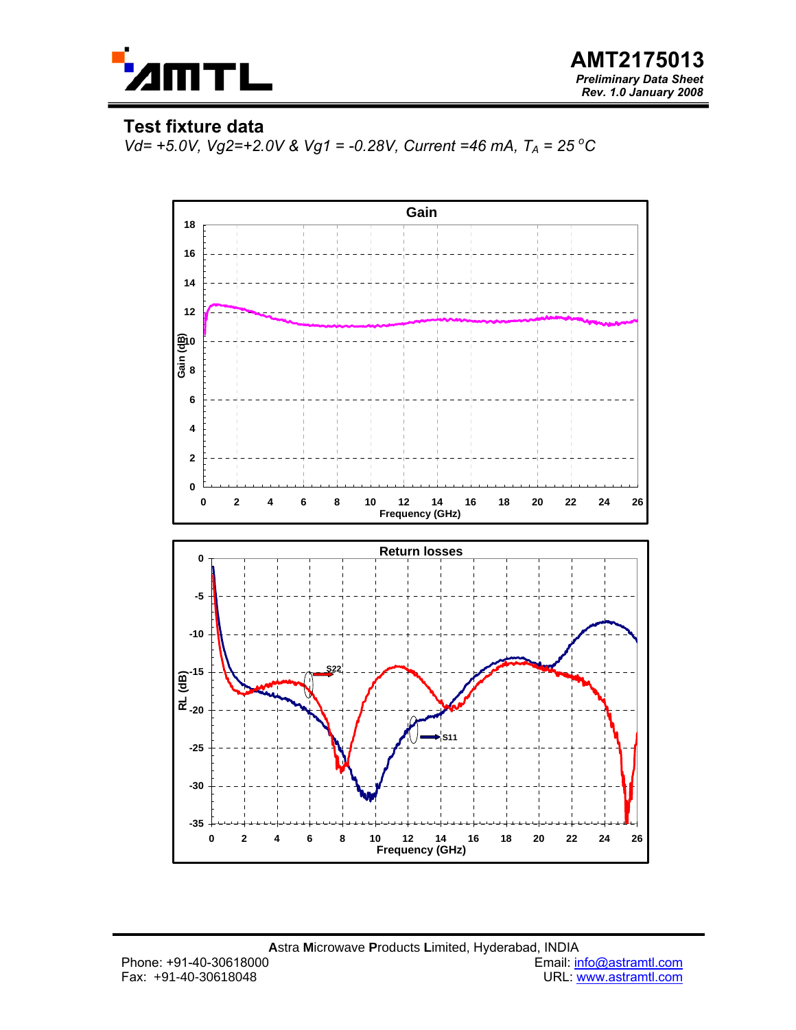## Test fixture data

*Vd= +5.0V, Vg2=+2.0V & Vg1 = -0.28V, Current =46 mA, $T_A$ = 25 °C*

Gain

Return losses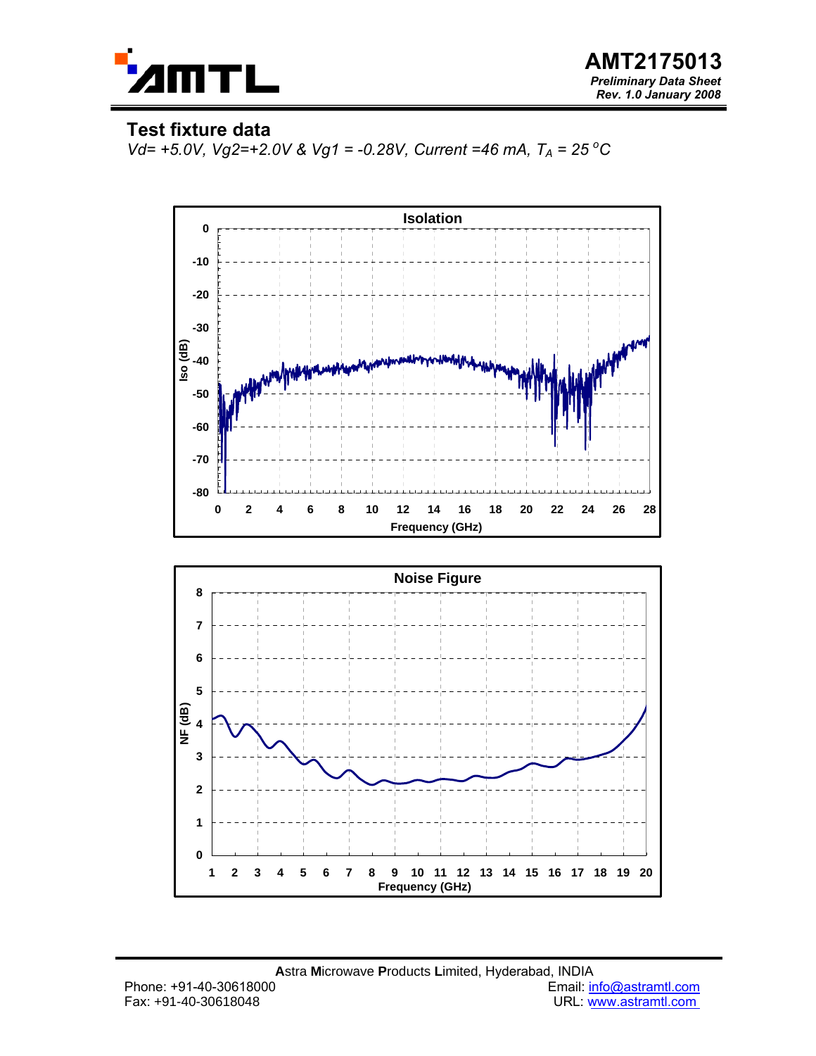## Test fixture data

*Vd= +5.0V, Vg2=+2.0V & Vg1 = -0.28V, Current =46 mA, $T_A$ = 25 °C*

Isolation

Noise Figure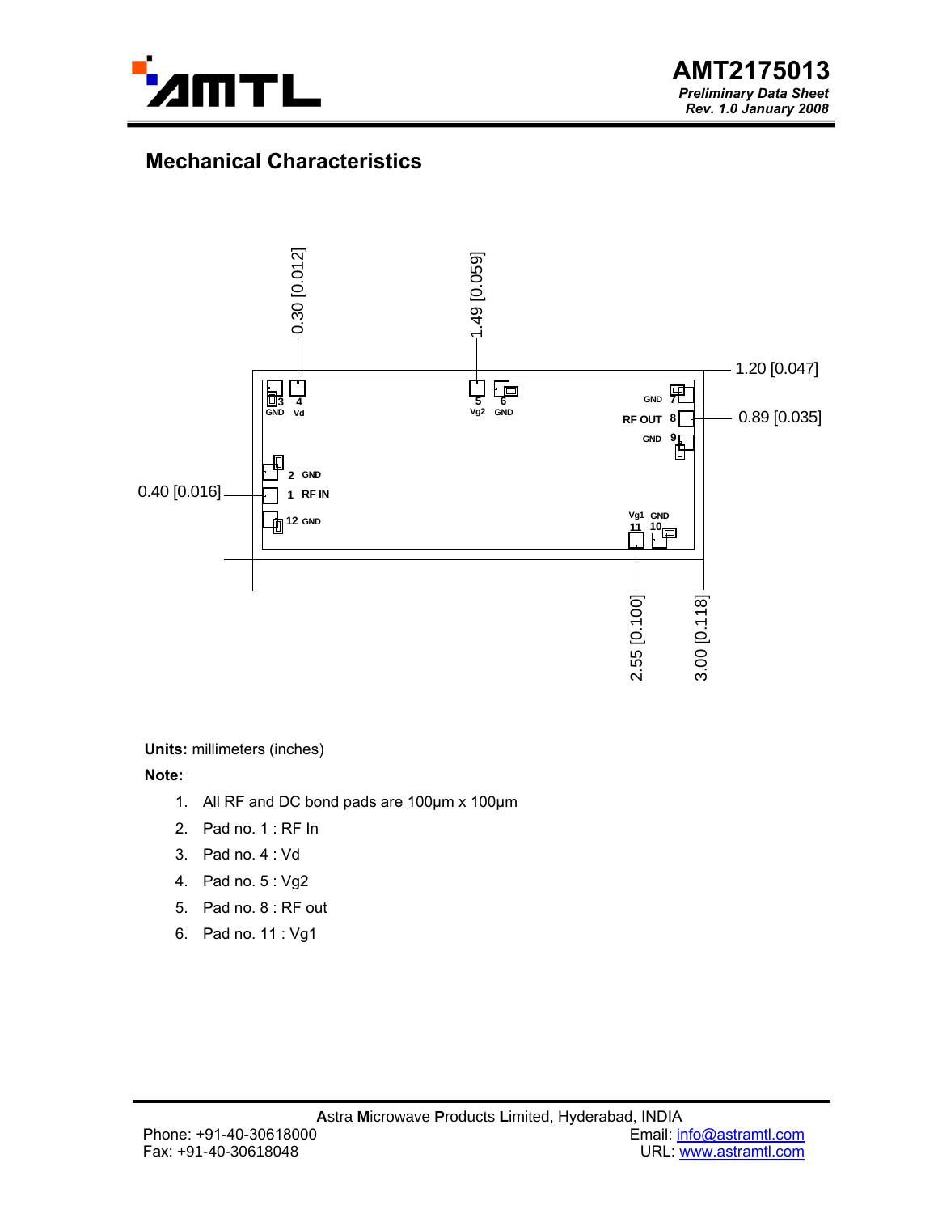## Mechanical Characteristics

0.30 [0.012]
1.49 [0.059]
1.20 [0.047]
0.89 [0.035]
0.40 [0.016]
2.55 [0.100]
3.00 [0.118]

3 GND
4 Vd
5 Vg2
6 GND
GND 7
RF OUT 8
GND 9
2 GND
1 RF IN
12 GND
Vg1 11
GND 10

**Units:** millimeters (inches)

**Note:**

1. All RF and DC bond pads are 100µm x 100µm
2. Pad no. 1 : RF In
3. Pad no. 4 : Vd
4. Pad no. 5 : Vg2
5. Pad no. 8 : RF out
6. Pad no. 11 : Vg1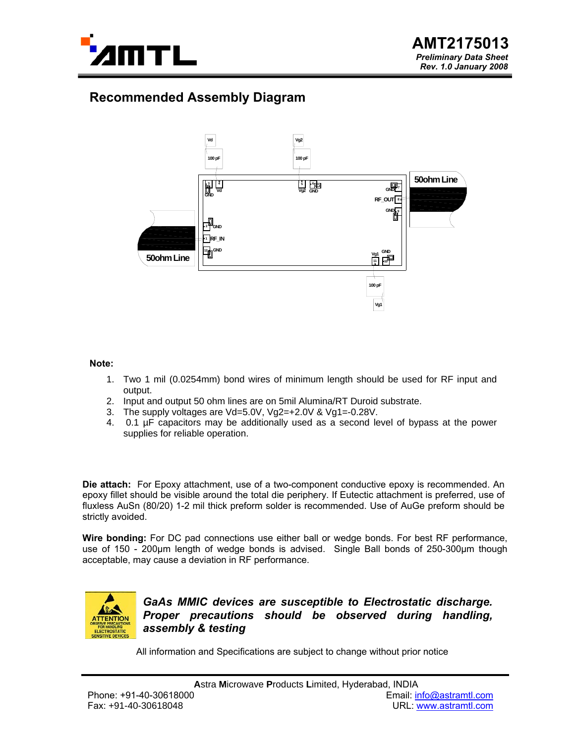## Recommended Assembly Diagram

Vd

100 pF

Vg2

100 pF

50ohm Line

GND

Vd

Vg2

GND

GND

RF_OUT

GND

GND

RF_IN

GND

Vg1

GND

50ohm Line

100 pF

Vg1

**Note:**

1. Two 1 mil (0.0254mm) bond wires of minimum length should be used for RF input and output.
2. Input and output 50 ohm lines are on 5mil Alumina/RT Duroid substrate.
3. The supply voltages are Vd=5.0V, Vg2=+2.0V & Vg1=-0.28V.
4. 0.1 µF capacitors may be additionally used as a second level of bypass at the power supplies for reliable operation.

**Die attach:** For Epoxy attachment, use of a two-component conductive epoxy is recommended. An epoxy fillet should be visible around the total die periphery. If Eutectic attachment is preferred, use of fluxless AuSn (80/20) 1-2 mil thick preform solder is recommended. Use of AuGe preform should be strictly avoided.

**Wire bonding:** For DC pad connections use either ball or wedge bonds. For best RF performance, use of 150 - 200µm length of wedge bonds is advised. Single Ball bonds of 250-300µm though acceptable, may cause a deviation in RF performance.

ATTENTION OBSERVE PRECAUTIONS FOR HANDLING ELECTROSTATIC SENSITIVE DEVICES

***GaAs MMIC devices are susceptible to Electrostatic discharge. Proper precautions should be observed during handling, assembly & testing***

All information and Specifications are subject to change without prior notice

**A**stra **M**icrowave **P**roducts **L**imited, Hyderabad, INDIA

Phone: +91-40-30618000
Fax: +91-40-30618048

Email: info@astramtl.com
URL: www.astramtl.com